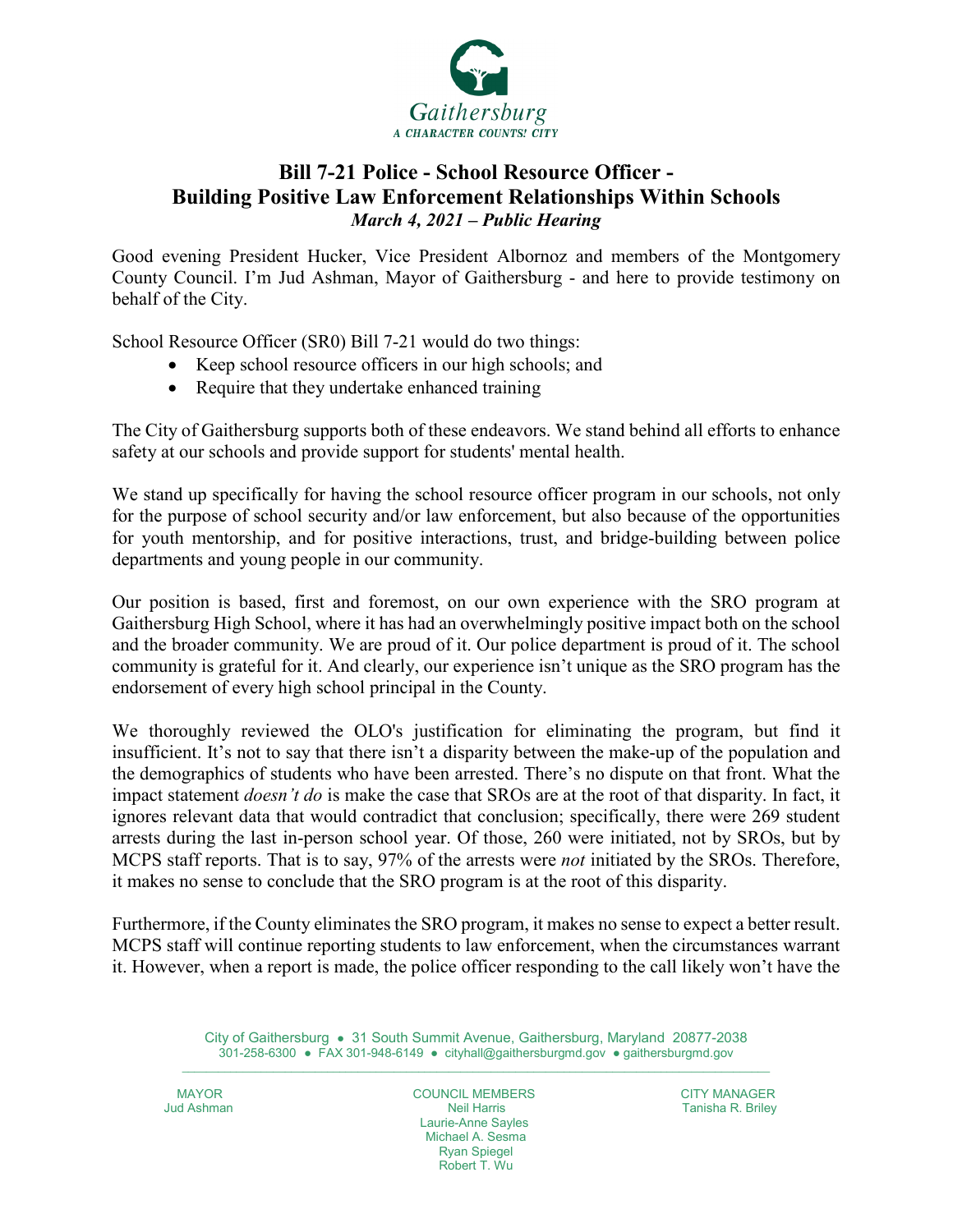Gaithersburg

*A CHARACTER COUNTS! CITY*

# Bill 7-21 Police - School Resource Officer - Building Positive Law Enforcement Relationships Within Schools

***March 4, 2021 – Public Hearing***

Good evening President Hucker, Vice President Albornoz and members of the Montgomery County Council. I'm Jud Ashman, Mayor of Gaithersburg - and here to provide testimony on behalf of the City.

School Resource Officer (SR0) Bill 7-21 would do two things:

- Keep school resource officers in our high schools; and
- Require that they undertake enhanced training

The City of Gaithersburg supports both of these endeavors. We stand behind all efforts to enhance safety at our schools and provide support for students' mental health.

We stand up specifically for having the school resource officer program in our schools, not only for the purpose of school security and/or law enforcement, but also because of the opportunities for youth mentorship, and for positive interactions, trust, and bridge-building between police departments and young people in our community.

Our position is based, first and foremost, on our own experience with the SRO program at Gaithersburg High School, where it has had an overwhelmingly positive impact both on the school and the broader community. We are proud of it. Our police department is proud of it. The school community is grateful for it. And clearly, our experience isn't unique as the SRO program has the endorsement of every high school principal in the County.

We thoroughly reviewed the OLO's justification for eliminating the program, but find it insufficient. It's not to say that there isn't a disparity between the make-up of the population and the demographics of students who have been arrested. There's no dispute on that front. What the impact statement *doesn't do* is make the case that SROs are at the root of that disparity. In fact, it ignores relevant data that would contradict that conclusion; specifically, there were 269 student arrests during the last in-person school year. Of those, 260 were initiated, not by SROs, but by MCPS staff reports. That is to say, 97% of the arrests were *not* initiated by the SROs. Therefore, it makes no sense to conclude that the SRO program is at the root of this disparity.

Furthermore, if the County eliminates the SRO program, it makes no sense to expect a better result. MCPS staff will continue reporting students to law enforcement, when the circumstances warrant it. However, when a report is made, the police officer responding to the call likely won't have the

City of Gaithersburg • 31 South Summit Avenue, Gaithersburg, Maryland 20877-2038
301-258-6300 • FAX 301-948-6149 • cityhall@gaithersburgmd.gov • gaithersburgmd.gov

MAYOR
Jud Ashman

COUNCIL MEMBERS
Neil Harris
Laurie-Anne Sayles
Michael A. Sesma
Ryan Spiegel
Robert T. Wu

CITY MANAGER
Tanisha R. Briley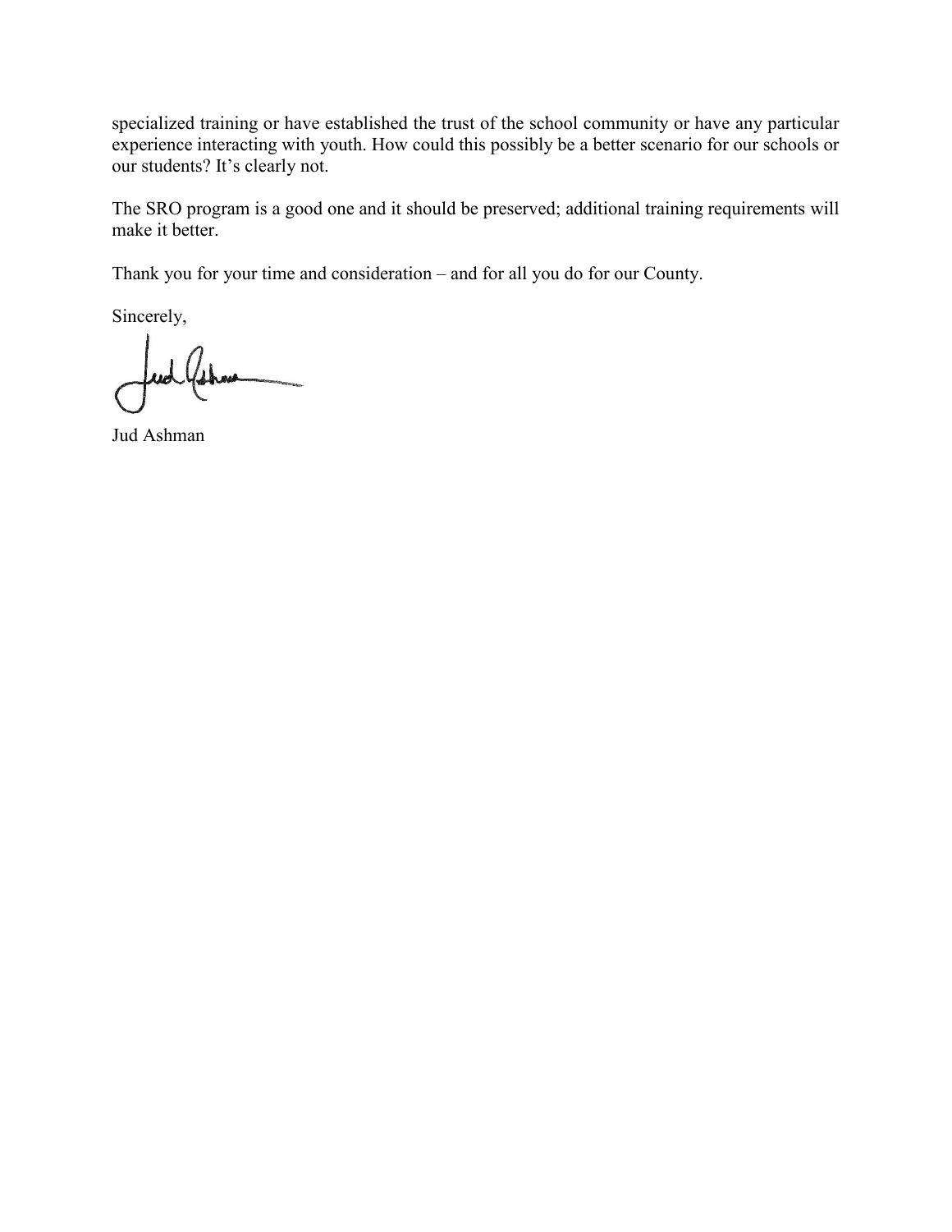specialized training or have established the trust of the school community or have any particular experience interacting with youth. How could this possibly be a better scenario for our schools or our students? It's clearly not.

The SRO program is a good one and it should be preserved; additional training requirements will make it better.

Thank you for your time and consideration – and for all you do for our County.

Sincerely,

Jud Ashman